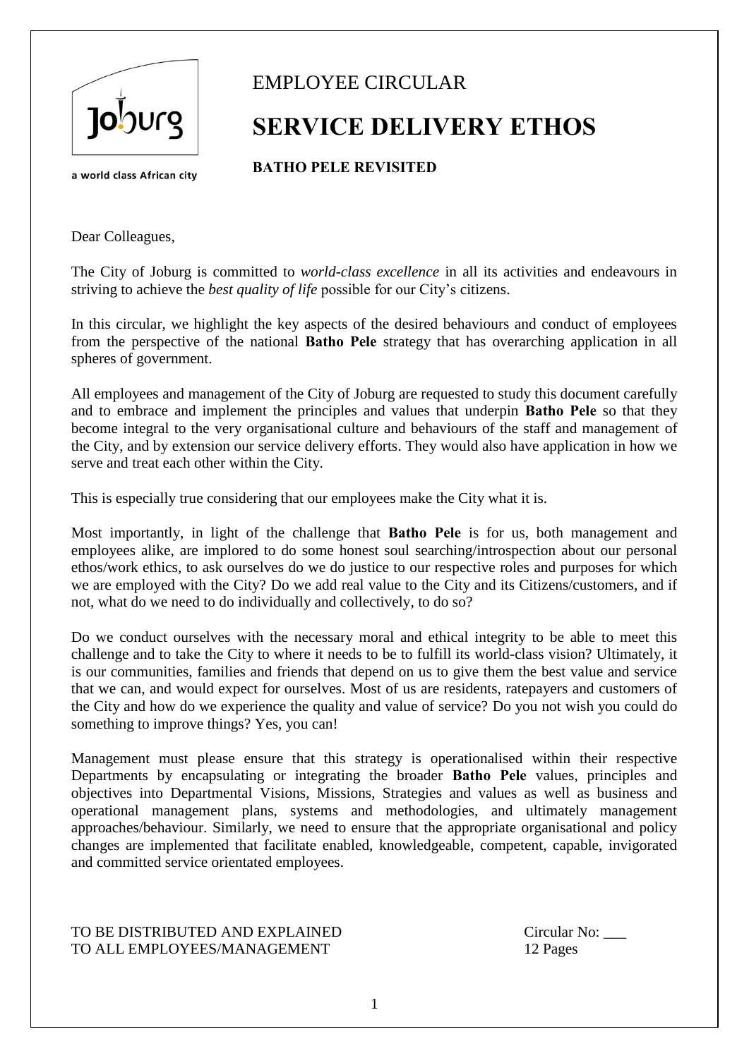Joburg

a world class African city

EMPLOYEE CIRCULAR

# SERVICE DELIVERY ETHOS

## BATHO PELE REVISITED

Dear Colleagues,

The City of Joburg is committed to *world-class excellence* in all its activities and endeavours in striving to achieve the *best quality of life* possible for our City's citizens.

In this circular, we highlight the key aspects of the desired behaviours and conduct of employees from the perspective of the national **Batho Pele** strategy that has overarching application in all spheres of government.

All employees and management of the City of Joburg are requested to study this document carefully and to embrace and implement the principles and values that underpin **Batho Pele** so that they become integral to the very organisational culture and behaviours of the staff and management of the City, and by extension our service delivery efforts. They would also have application in how we serve and treat each other within the City.

This is especially true considering that our employees make the City what it is.

Most importantly, in light of the challenge that **Batho Pele** is for us, both management and employees alike, are implored to do some honest soul searching/introspection about our personal ethos/work ethics, to ask ourselves do we do justice to our respective roles and purposes for which we are employed with the City? Do we add real value to the City and its Citizens/customers, and if not, what do we need to do individually and collectively, to do so?

Do we conduct ourselves with the necessary moral and ethical integrity to be able to meet this challenge and to take the City to where it needs to be to fulfill its world-class vision? Ultimately, it is our communities, families and friends that depend on us to give them the best value and service that we can, and would expect for ourselves. Most of us are residents, ratepayers and customers of the City and how do we experience the quality and value of service? Do you not wish you could do something to improve things? Yes, you can!

Management must please ensure that this strategy is operationalised within their respective Departments by encapsulating or integrating the broader **Batho Pele** values, principles and objectives into Departmental Visions, Missions, Strategies and values as well as business and operational management plans, systems and methodologies, and ultimately management approaches/behaviour. Similarly, we need to ensure that the appropriate organisational and policy changes are implemented that facilitate enabled, knowledgeable, competent, capable, invigorated and committed service orientated employees.

TO BE DISTRIBUTED AND EXPLAINED TO ALL EMPLOYEES/MANAGEMENT

Circular No: ___

12 Pages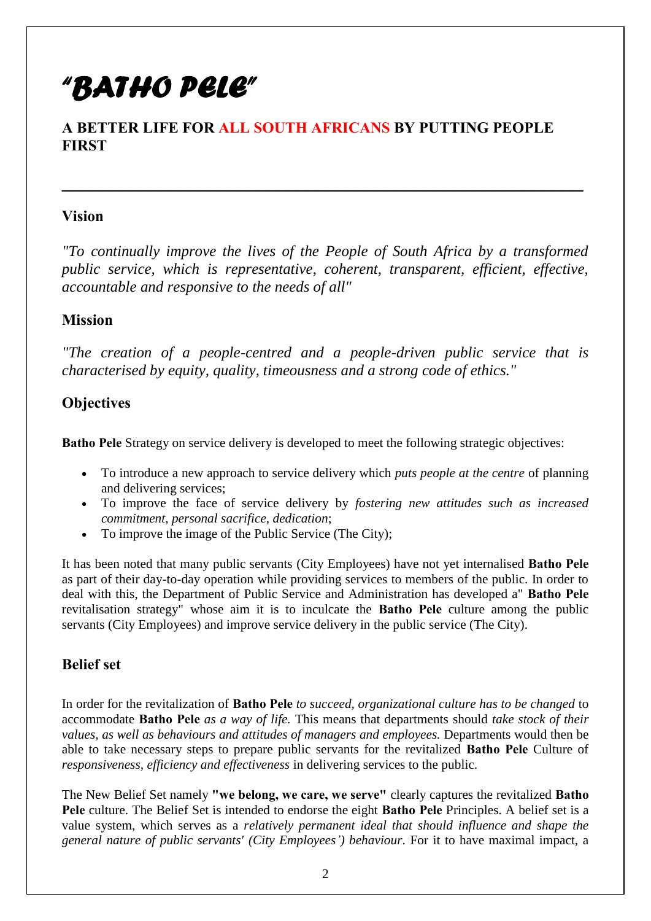# *"BATHO PELE"*

## A BETTER LIFE FOR ALL SOUTH AFRICANS BY PUTTING PEOPLE FIRST

---

### Vision

*"To continually improve the lives of the People of South Africa by a transformed public service, which is representative, coherent, transparent, efficient, effective, accountable and responsive to the needs of all"*

### Mission

*"The creation of a people-centred and a people-driven public service that is characterised by equity, quality, timeousness and a strong code of ethics."*

### Objectives

**Batho Pele** Strategy on service delivery is developed to meet the following strategic objectives:

- To introduce a new approach to service delivery which *puts people at the centre* of planning and delivering services;
- To improve the face of service delivery by *fostering new attitudes such as increased commitment, personal sacrifice, dedication*;
- To improve the image of the Public Service (The City);

It has been noted that many public servants (City Employees) have not yet internalised **Batho Pele** as part of their day-to-day operation while providing services to members of the public. In order to deal with this, the Department of Public Service and Administration has developed a" **Batho Pele** revitalisation strategy" whose aim it is to inculcate the **Batho Pele** culture among the public servants (City Employees) and improve service delivery in the public service (The City).

### Belief set

In order for the revitalization of **Batho Pele** *to succeed, organizational culture has to be changed* to accommodate **Batho Pele** *as a way of life.* This means that departments should *take stock of their values, as well as behaviours and attitudes of managers and employees.* Departments would then be able to take necessary steps to prepare public servants for the revitalized **Batho Pele** Culture of *responsiveness, efficiency and effectiveness* in delivering services to the public.

The New Belief Set namely **"we belong, we care, we serve"** clearly captures the revitalized **Batho Pele** culture. The Belief Set is intended to endorse the eight **Batho Pele** Principles. A belief set is a value system, which serves as a *relatively permanent ideal that should influence and shape the general nature of public servants' (City Employees') behaviour.* For it to have maximal impact, a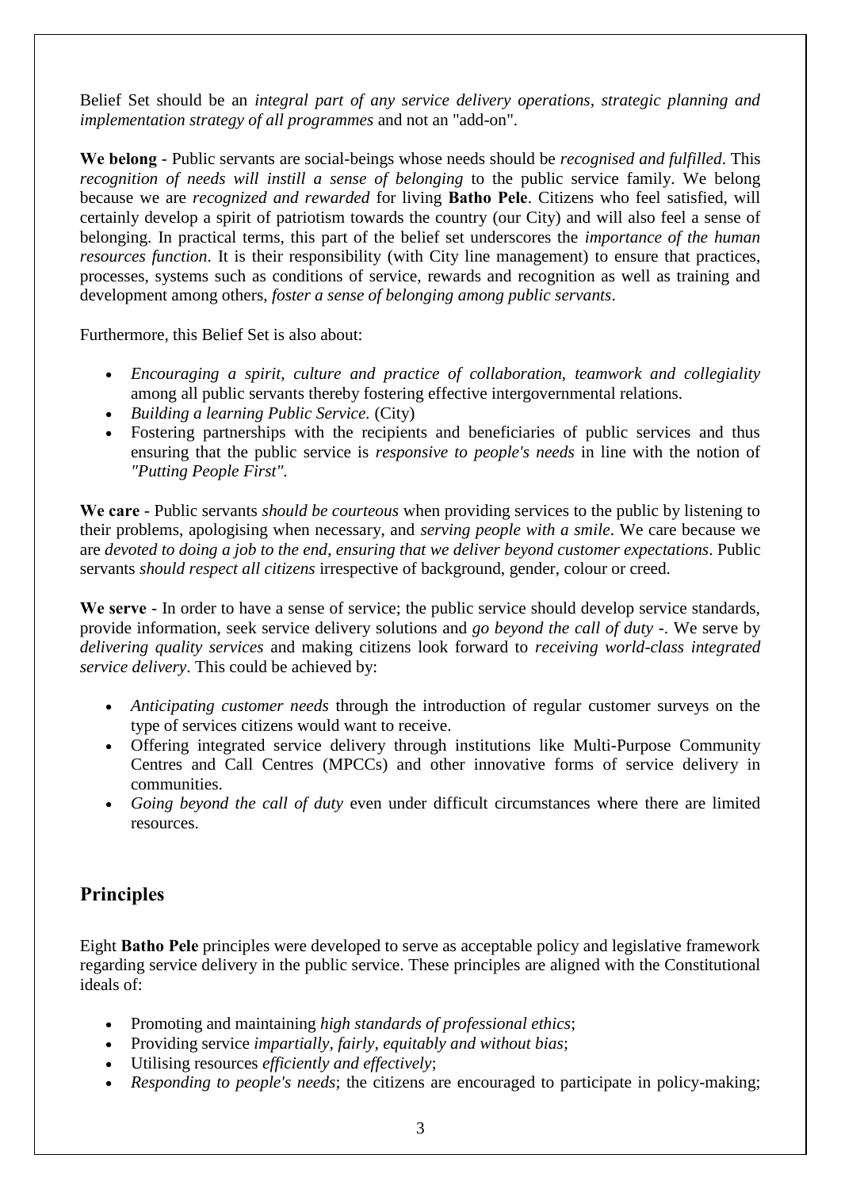Belief Set should be an *integral part of any service delivery operations, strategic planning and implementation strategy of all programmes* and not an "add-on".

**We belong** - Public servants are social-beings whose needs should be *recognised and fulfilled*. This *recognition of needs will instill a sense of belonging* to the public service family. We belong because we are *recognized and rewarded* for living **Batho Pele**. Citizens who feel satisfied, will certainly develop a spirit of patriotism towards the country (our City) and will also feel a sense of belonging. In practical terms, this part of the belief set underscores the *importance of the human resources function*. It is their responsibility (with City line management) to ensure that practices, processes, systems such as conditions of service, rewards and recognition as well as training and development among others, *foster a sense of belonging among public servants*.

Furthermore, this Belief Set is also about:

- *Encouraging a spirit, culture and practice of collaboration, teamwork and collegiality* among all public servants thereby fostering effective intergovernmental relations.
- *Building a learning Public Service.* (City)
- Fostering partnerships with the recipients and beneficiaries of public services and thus ensuring that the public service is *responsive to people's needs* in line with the notion of *"Putting People First"*.

**We care** - Public servants *should be courteous* when providing services to the public by listening to their problems, apologising when necessary, and *serving people with a smile*. We care because we are *devoted to doing a job to the end, ensuring that we deliver beyond customer expectations*. Public servants *should respect all citizens* irrespective of background, gender, colour or creed.

**We serve** - In order to have a sense of service; the public service should develop service standards, provide information, seek service delivery solutions and *go beyond the call of duty* -. We serve by *delivering quality services* and making citizens look forward to *receiving world-class integrated service delivery*. This could be achieved by:

- *Anticipating customer needs* through the introduction of regular customer surveys on the type of services citizens would want to receive.
- Offering integrated service delivery through institutions like Multi-Purpose Community Centres and Call Centres (MPCCs) and other innovative forms of service delivery in communities.
- *Going beyond the call of duty* even under difficult circumstances where there are limited resources.

## Principles

Eight **Batho Pele** principles were developed to serve as acceptable policy and legislative framework regarding service delivery in the public service. These principles are aligned with the Constitutional ideals of:

- Promoting and maintaining *high standards of professional ethics*;
- Providing service *impartially, fairly, equitably and without bias*;
- Utilising resources *efficiently and effectively*;
- *Responding to people's needs*; the citizens are encouraged to participate in policy-making;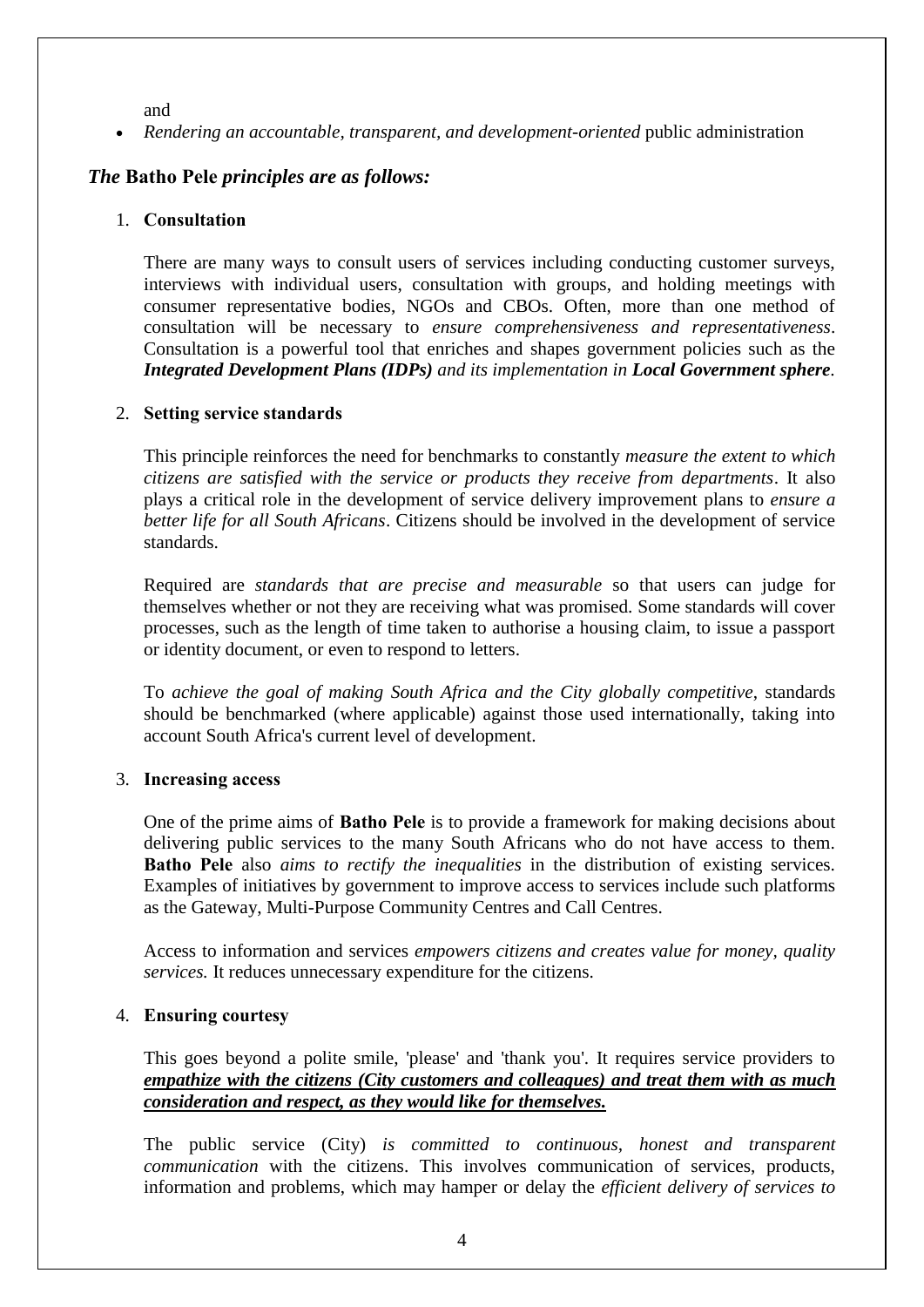and

- *Rendering an accountable, transparent, and development-oriented* public administration

### *The* **Batho Pele** *principles are as follows:*

1. **Consultation**

   There are many ways to consult users of services including conducting customer surveys, interviews with individual users, consultation with groups, and holding meetings with consumer representative bodies, NGOs and CBOs. Often, more than one method of consultation will be necessary to *ensure comprehensiveness and representativeness*. Consultation is a powerful tool that enriches and shapes government policies such as the ***Integrated Development Plans (IDPs)*** *and its implementation in* ***Local Government sphere***.

2. **Setting service standards**

   This principle reinforces the need for benchmarks to constantly *measure the extent to which citizens are satisfied with the service or products they receive from departments*. It also plays a critical role in the development of service delivery improvement plans to *ensure a better life for all South Africans*. Citizens should be involved in the development of service standards.

   Required are *standards that are precise and measurable* so that users can judge for themselves whether or not they are receiving what was promised. Some standards will cover processes, such as the length of time taken to authorise a housing claim, to issue a passport or identity document, or even to respond to letters.

   To *achieve the goal of making South Africa and the City globally competitive*, standards should be benchmarked (where applicable) against those used internationally, taking into account South Africa's current level of development.

3. **Increasing access**

   One of the prime aims of **Batho Pele** is to provide a framework for making decisions about delivering public services to the many South Africans who do not have access to them. **Batho Pele** also *aims to rectify the inequalities* in the distribution of existing services. Examples of initiatives by government to improve access to services include such platforms as the Gateway, Multi-Purpose Community Centres and Call Centres.

   Access to information and services *empowers citizens and creates value for money, quality services.* It reduces unnecessary expenditure for the citizens.

4. **Ensuring courtesy**

   This goes beyond a polite smile, 'please' and 'thank you'. It requires service providers to ***<u>empathize with the citizens (City customers and colleagues) and treat them with as much consideration and respect, as they would like for themselves.</u>***

   The public service (City) *is committed to continuous, honest and transparent communication* with the citizens. This involves communication of services, products, information and problems, which may hamper or delay the *efficient delivery of services to*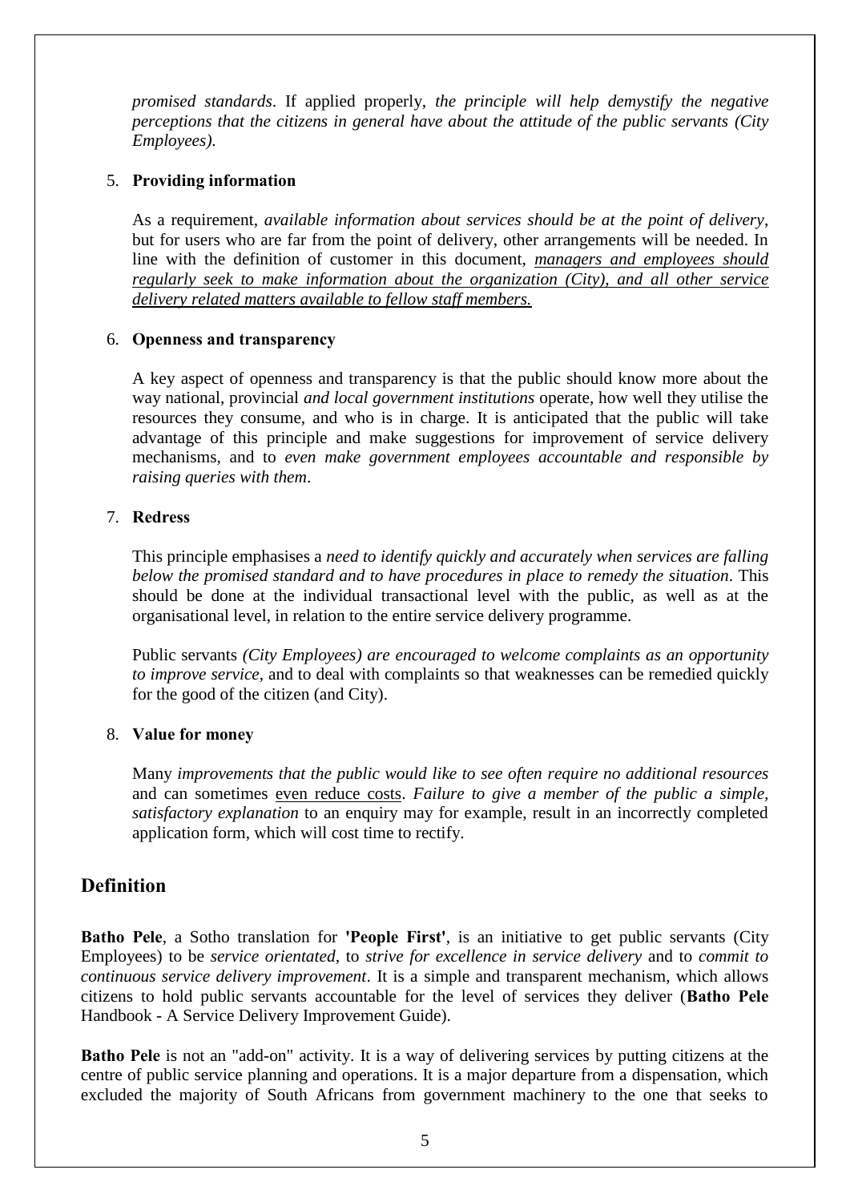*promised standards*. If applied properly, *the principle will help demystify the negative perceptions that the citizens in general have about the attitude of the public servants (City Employees).*

5. **Providing information**

   As a requirement, *available information about services should be at the point of delivery*, but for users who are far from the point of delivery, other arrangements will be needed. In line with the definition of customer in this document, <u>*managers and employees should regularly seek to make information about the organization (City), and all other service delivery related matters available to fellow staff members.*</u>

6. **Openness and transparency**

   A key aspect of openness and transparency is that the public should know more about the way national, provincial *and local government institutions* operate, how well they utilise the resources they consume, and who is in charge. It is anticipated that the public will take advantage of this principle and make suggestions for improvement of service delivery mechanisms, and to *even make government employees accountable and responsible by raising queries with them*.

7. **Redress**

   This principle emphasises a *need to identify quickly and accurately when services are falling below the promised standard and to have procedures in place to remedy the situation*. This should be done at the individual transactional level with the public, as well as at the organisational level, in relation to the entire service delivery programme.

   Public servants *(City Employees) are encouraged to welcome complaints as an opportunity to improve service*, and to deal with complaints so that weaknesses can be remedied quickly for the good of the citizen (and City).

8. **Value for money**

   Many *improvements that the public would like to see often require no additional resources* and can sometimes <u>even reduce costs</u>. *Failure to give a member of the public a simple, satisfactory explanation* to an enquiry may for example, result in an incorrectly completed application form, which will cost time to rectify.

## Definition

**Batho Pele**, a Sotho translation for **'People First'**, is an initiative to get public servants (City Employees) to be *service orientated*, to *strive for excellence in service delivery* and to *commit to continuous service delivery improvement*. It is a simple and transparent mechanism, which allows citizens to hold public servants accountable for the level of services they deliver (**Batho Pele** Handbook - A Service Delivery Improvement Guide).

**Batho Pele** is not an "add-on" activity. It is a way of delivering services by putting citizens at the centre of public service planning and operations. It is a major departure from a dispensation, which excluded the majority of South Africans from government machinery to the one that seeks to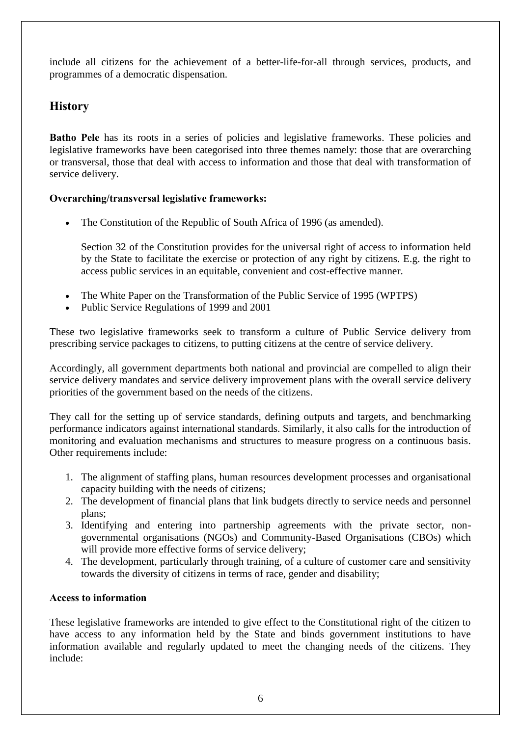include all citizens for the achievement of a better-life-for-all through services, products, and programmes of a democratic dispensation.

## History

**Batho Pele** has its roots in a series of policies and legislative frameworks. These policies and legislative frameworks have been categorised into three themes namely: those that are overarching or transversal, those that deal with access to information and those that deal with transformation of service delivery.

**Overarching/transversal legislative frameworks:**

- The Constitution of the Republic of South Africa of 1996 (as amended).

  Section 32 of the Constitution provides for the universal right of access to information held by the State to facilitate the exercise or protection of any right by citizens. E.g. the right to access public services in an equitable, convenient and cost-effective manner.

- The White Paper on the Transformation of the Public Service of 1995 (WPTPS)
- Public Service Regulations of 1999 and 2001

These two legislative frameworks seek to transform a culture of Public Service delivery from prescribing service packages to citizens, to putting citizens at the centre of service delivery.

Accordingly, all government departments both national and provincial are compelled to align their service delivery mandates and service delivery improvement plans with the overall service delivery priorities of the government based on the needs of the citizens.

They call for the setting up of service standards, defining outputs and targets, and benchmarking performance indicators against international standards. Similarly, it also calls for the introduction of monitoring and evaluation mechanisms and structures to measure progress on a continuous basis. Other requirements include:

1. The alignment of staffing plans, human resources development processes and organisational capacity building with the needs of citizens;
2. The development of financial plans that link budgets directly to service needs and personnel plans;
3. Identifying and entering into partnership agreements with the private sector, non-governmental organisations (NGOs) and Community-Based Organisations (CBOs) which will provide more effective forms of service delivery;
4. The development, particularly through training, of a culture of customer care and sensitivity towards the diversity of citizens in terms of race, gender and disability;

**Access to information**

These legislative frameworks are intended to give effect to the Constitutional right of the citizen to have access to any information held by the State and binds government institutions to have information available and regularly updated to meet the changing needs of the citizens. They include: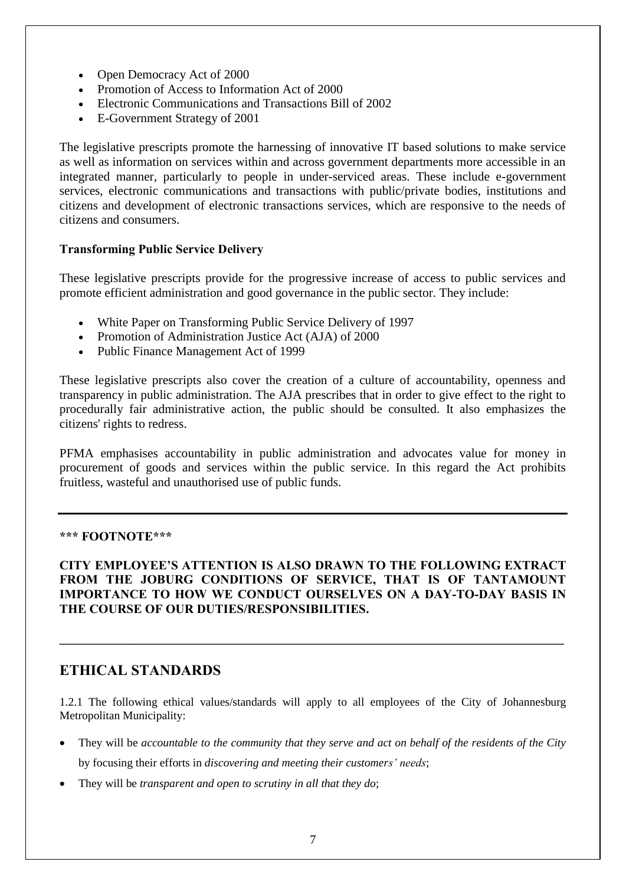- Open Democracy Act of 2000
- Promotion of Access to Information Act of 2000
- Electronic Communications and Transactions Bill of 2002
- E-Government Strategy of 2001

The legislative prescripts promote the harnessing of innovative IT based solutions to make service as well as information on services within and across government departments more accessible in an integrated manner, particularly to people in under-serviced areas. These include e-government services, electronic communications and transactions with public/private bodies, institutions and citizens and development of electronic transactions services, which are responsive to the needs of citizens and consumers.

**Transforming Public Service Delivery**

These legislative prescripts provide for the progressive increase of access to public services and promote efficient administration and good governance in the public sector. They include:

- White Paper on Transforming Public Service Delivery of 1997
- Promotion of Administration Justice Act (AJA) of 2000
- Public Finance Management Act of 1999

These legislative prescripts also cover the creation of a culture of accountability, openness and transparency in public administration. The AJA prescribes that in order to give effect to the right to procedurally fair administrative action, the public should be consulted. It also emphasizes the citizens' rights to redress.

PFMA emphasises accountability in public administration and advocates value for money in procurement of goods and services within the public service. In this regard the Act prohibits fruitless, wasteful and unauthorised use of public funds.

---

**\*\*\* FOOTNOTE\*\*\***

**CITY EMPLOYEE'S ATTENTION IS ALSO DRAWN TO THE FOLLOWING EXTRACT FROM THE JOBURG CONDITIONS OF SERVICE, THAT IS OF TANTAMOUNT IMPORTANCE TO HOW WE CONDUCT OURSELVES ON A DAY-TO-DAY BASIS IN THE COURSE OF OUR DUTIES/RESPONSIBILITIES.**

---

## ETHICAL STANDARDS

1.2.1 The following ethical values/standards will apply to all employees of the City of Johannesburg Metropolitan Municipality:

- They will be *accountable to the community that they serve and act on behalf of the residents of the City* by focusing their efforts in *discovering and meeting their customers' needs*;
- They will be *transparent and open to scrutiny in all that they do*;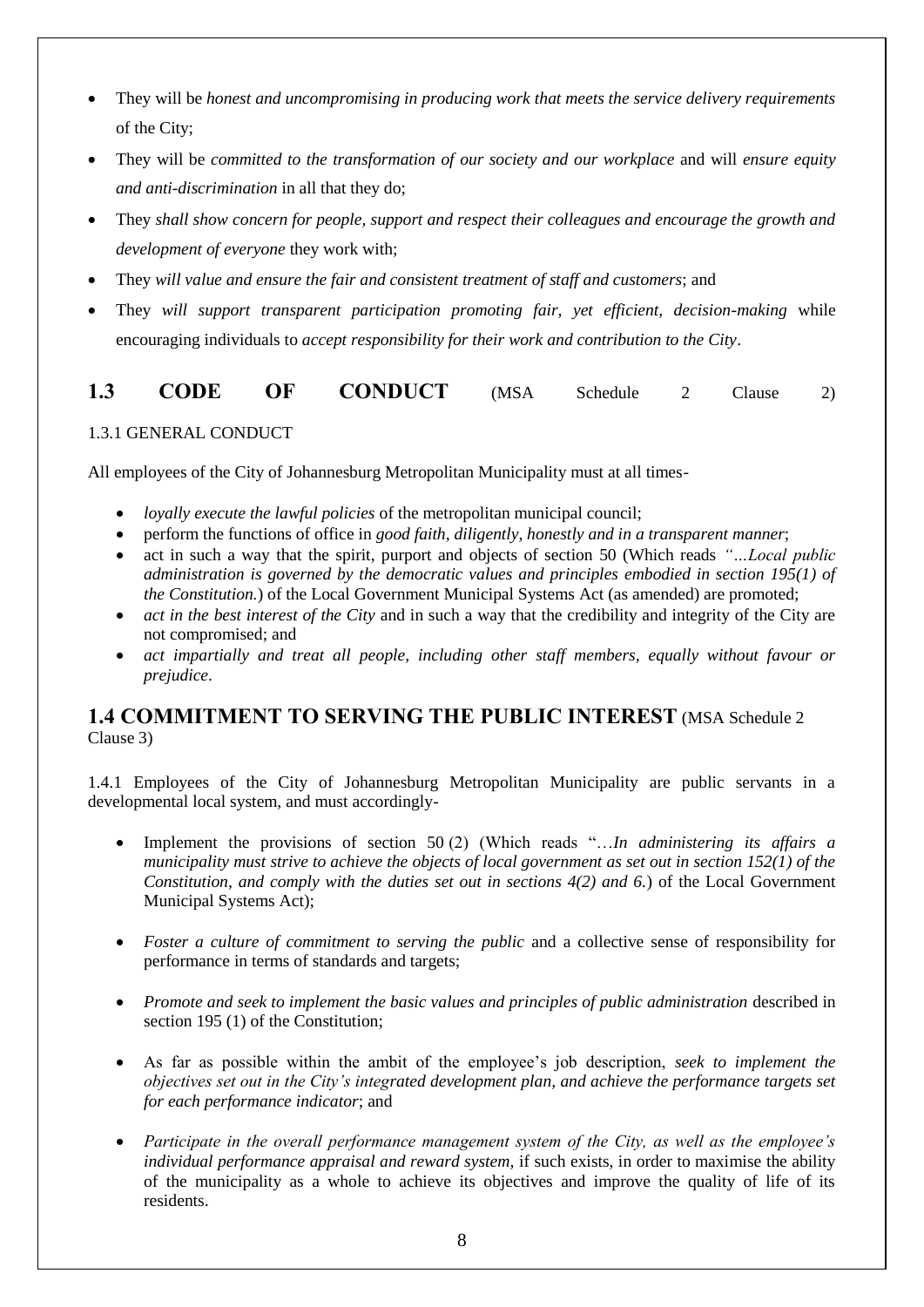- They will be *honest and uncompromising in producing work that meets the service delivery requirements* of the City;
- They will be *committed to the transformation of our society and our workplace* and will *ensure equity and anti-discrimination* in all that they do;
- They *shall show concern for people, support and respect their colleagues and encourage the growth and development of everyone* they work with;
- They *will value and ensure the fair and consistent treatment of staff and customers*; and
- They *will support transparent participation promoting fair, yet efficient, decision-making* while encouraging individuals to *accept responsibility for their work and contribution to the City*.

## 1.3 CODE OF CONDUCT (MSA Schedule 2 Clause 2)

1.3.1 GENERAL CONDUCT

All employees of the City of Johannesburg Metropolitan Municipality must at all times-

- *loyally execute the lawful policies* of the metropolitan municipal council;
- perform the functions of office in *good faith, diligently, honestly and in a transparent manner*;
- act in such a way that the spirit, purport and objects of section 50 (Which reads *"…Local public administration is governed by the democratic values and principles embodied in section 195(1) of the Constitution.*) of the Local Government Municipal Systems Act (as amended) are promoted;
- *act in the best interest of the City* and in such a way that the credibility and integrity of the City are not compromised; and
- *act impartially and treat all people, including other staff members, equally without favour or prejudice*.

## 1.4 COMMITMENT TO SERVING THE PUBLIC INTEREST (MSA Schedule 2 Clause 3)

1.4.1 Employees of the City of Johannesburg Metropolitan Municipality are public servants in a developmental local system, and must accordingly-

- Implement the provisions of section 50 (2) (Which reads "…*In administering its affairs a municipality must strive to achieve the objects of local government as set out in section 152(1) of the Constitution, and comply with the duties set out in sections 4(2) and 6.*) of the Local Government Municipal Systems Act);

- *Foster a culture of commitment to serving the public* and a collective sense of responsibility for performance in terms of standards and targets;

- *Promote and seek to implement the basic values and principles of public administration* described in section 195 (1) of the Constitution;

- As far as possible within the ambit of the employee's job description, *seek to implement the objectives set out in the City's integrated development plan, and achieve the performance targets set for each performance indicator*; and

- *Participate in the overall performance management system of the City, as well as the employee's individual performance appraisal and reward system,* if such exists, in order to maximise the ability of the municipality as a whole to achieve its objectives and improve the quality of life of its residents.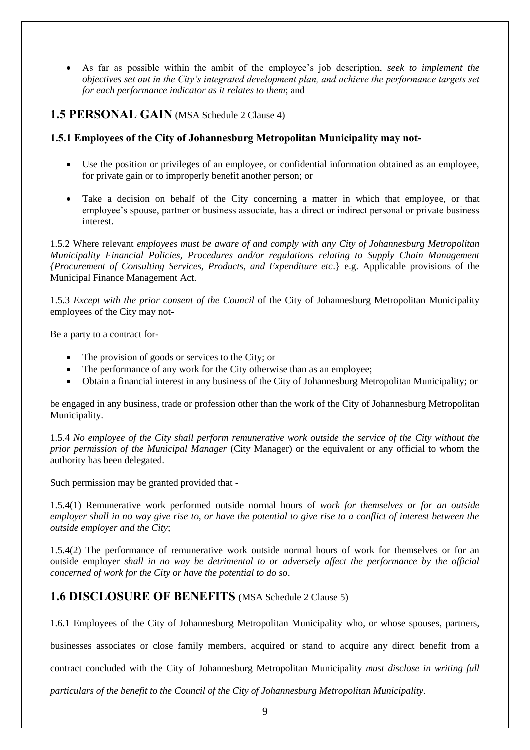- As far as possible within the ambit of the employee's job description, *seek to implement the objectives set out in the City's integrated development plan, and achieve the performance targets set for each performance indicator as it relates to them*; and

## 1.5 PERSONAL GAIN (MSA Schedule 2 Clause 4)

### 1.5.1 Employees of the City of Johannesburg Metropolitan Municipality may not-

- Use the position or privileges of an employee, or confidential information obtained as an employee, for private gain or to improperly benefit another person; or
- Take a decision on behalf of the City concerning a matter in which that employee, or that employee's spouse, partner or business associate, has a direct or indirect personal or private business interest.

1.5.2 Where relevant *employees must be aware of and comply with any City of Johannesburg Metropolitan Municipality Financial Policies, Procedures and/or regulations relating to Supply Chain Management {Procurement of Consulting Services, Products, and Expenditure etc*.} e.g. Applicable provisions of the Municipal Finance Management Act.

1.5.3 *Except with the prior consent of the Council* of the City of Johannesburg Metropolitan Municipality employees of the City may not-

Be a party to a contract for-

- The provision of goods or services to the City; or
- The performance of any work for the City otherwise than as an employee;
- Obtain a financial interest in any business of the City of Johannesburg Metropolitan Municipality; or

be engaged in any business, trade or profession other than the work of the City of Johannesburg Metropolitan Municipality.

1.5.4 *No employee of the City shall perform remunerative work outside the service of the City without the prior permission of the Municipal Manager* (City Manager) or the equivalent or any official to whom the authority has been delegated.

Such permission may be granted provided that -

1.5.4(1) Remunerative work performed outside normal hours of *work for themselves or for an outside employer shall in no way give rise to, or have the potential to give rise to a conflict of interest between the outside employer and the City*;

1.5.4(2) The performance of remunerative work outside normal hours of work for themselves or for an outside employer *shall in no way be detrimental to or adversely affect the performance by the official concerned of work for the City or have the potential to do so*.

## 1.6 DISCLOSURE OF BENEFITS (MSA Schedule 2 Clause 5)

1.6.1 Employees of the City of Johannesburg Metropolitan Municipality who, or whose spouses, partners, businesses associates or close family members, acquired or stand to acquire any direct benefit from a contract concluded with the City of Johannesburg Metropolitan Municipality *must disclose in writing full particulars of the benefit to the Council of the City of Johannesburg Metropolitan Municipality*.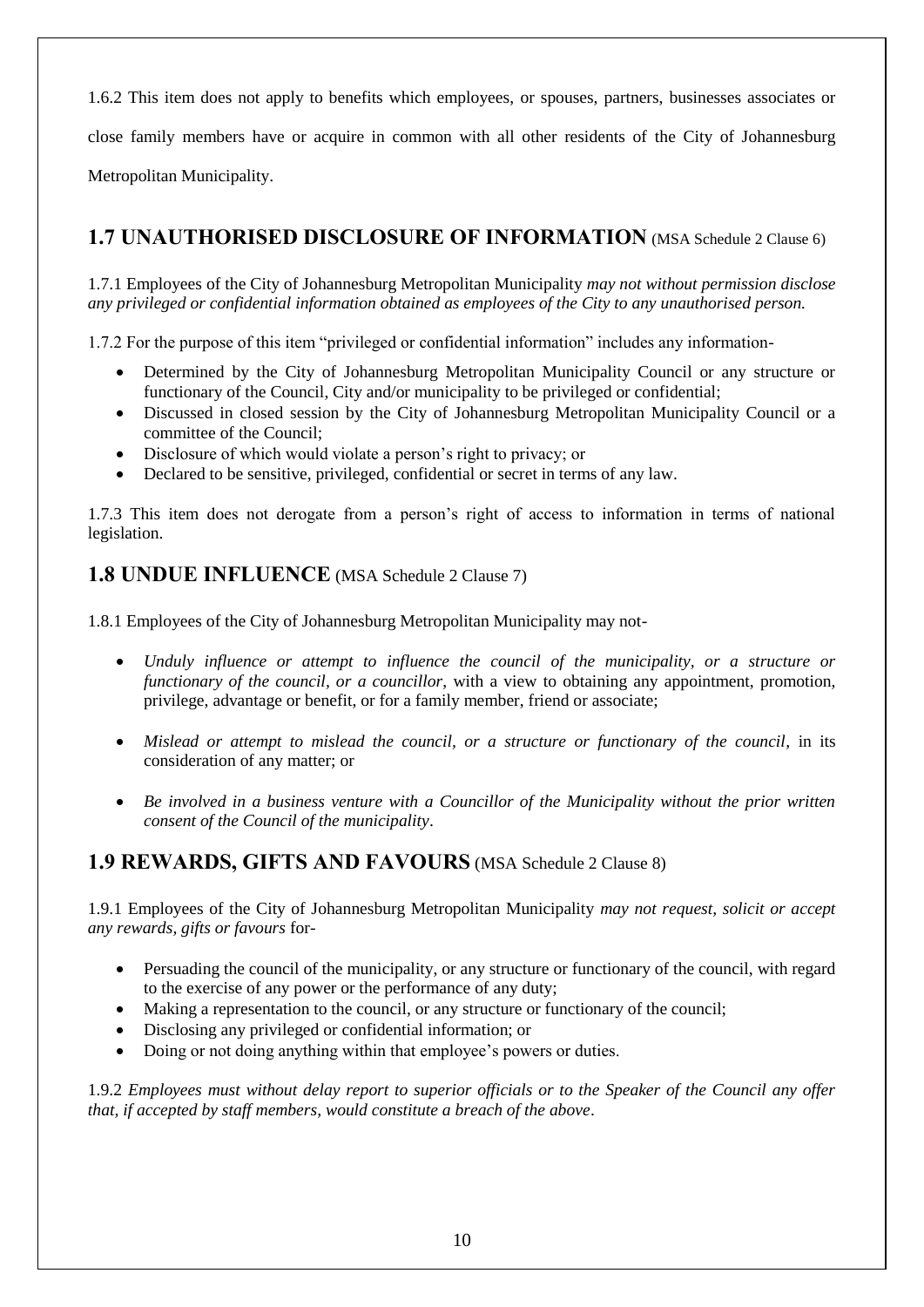1.6.2 This item does not apply to benefits which employees, or spouses, partners, businesses associates or close family members have or acquire in common with all other residents of the City of Johannesburg Metropolitan Municipality.

## 1.7 UNAUTHORISED DISCLOSURE OF INFORMATION (MSA Schedule 2 Clause 6)

1.7.1 Employees of the City of Johannesburg Metropolitan Municipality *may not without permission disclose any privileged or confidential information obtained as employees of the City to any unauthorised person.*

1.7.2 For the purpose of this item "privileged or confidential information" includes any information-

- Determined by the City of Johannesburg Metropolitan Municipality Council or any structure or functionary of the Council, City and/or municipality to be privileged or confidential;
- Discussed in closed session by the City of Johannesburg Metropolitan Municipality Council or a committee of the Council;
- Disclosure of which would violate a person's right to privacy; or
- Declared to be sensitive, privileged, confidential or secret in terms of any law.

1.7.3 This item does not derogate from a person's right of access to information in terms of national legislation.

## 1.8 UNDUE INFLUENCE (MSA Schedule 2 Clause 7)

1.8.1 Employees of the City of Johannesburg Metropolitan Municipality may not-

- *Unduly influence or attempt to influence the council of the municipality, or a structure or functionary of the council, or a councillor*, with a view to obtaining any appointment, promotion, privilege, advantage or benefit, or for a family member, friend or associate;
- *Mislead or attempt to mislead the council, or a structure or functionary of the council*, in its consideration of any matter; or
- *Be involved in a business venture with a Councillor of the Municipality without the prior written consent of the Council of the municipality*.

## 1.9 REWARDS, GIFTS AND FAVOURS (MSA Schedule 2 Clause 8)

1.9.1 Employees of the City of Johannesburg Metropolitan Municipality *may not request, solicit or accept any rewards, gifts or favours* for-

- Persuading the council of the municipality, or any structure or functionary of the council, with regard to the exercise of any power or the performance of any duty;
- Making a representation to the council, or any structure or functionary of the council;
- Disclosing any privileged or confidential information; or
- Doing or not doing anything within that employee's powers or duties.

1.9.2 *Employees must without delay report to superior officials or to the Speaker of the Council any offer that, if accepted by staff members, would constitute a breach of the above*.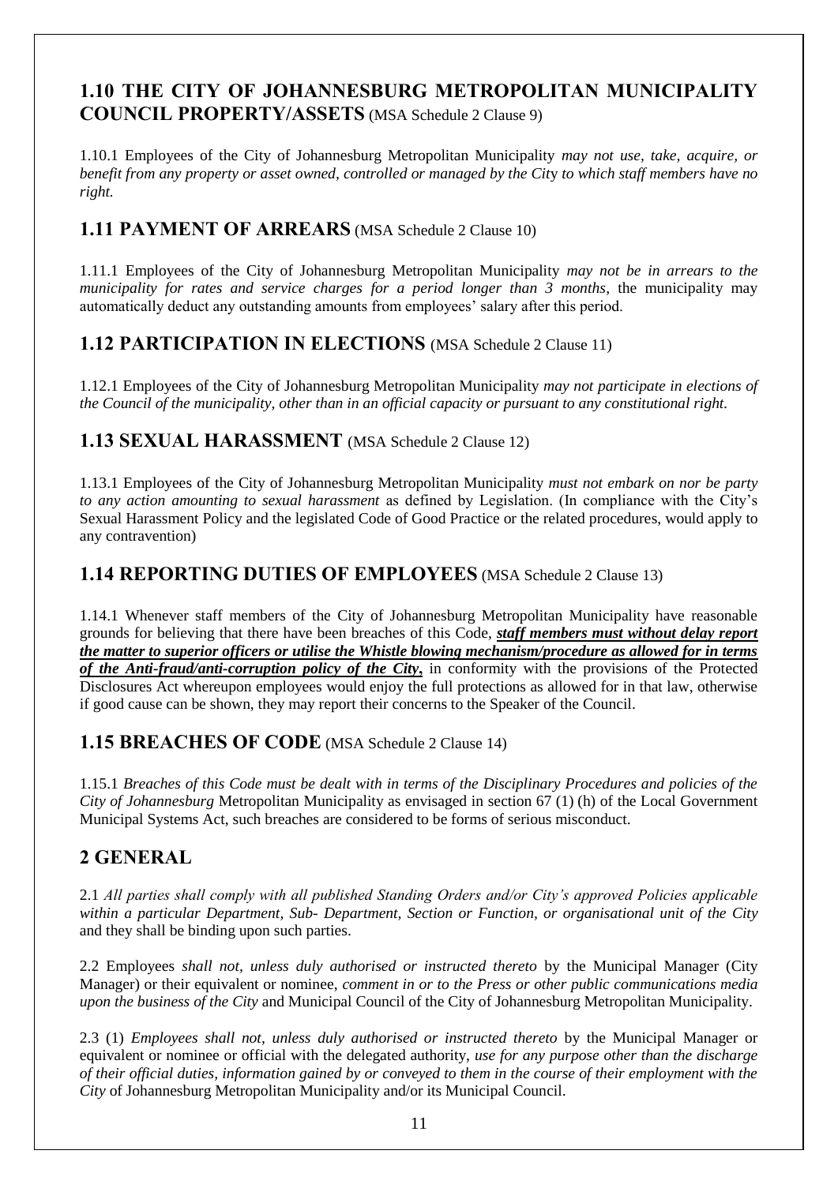## 1.10 THE CITY OF JOHANNESBURG METROPOLITAN MUNICIPALITY COUNCIL PROPERTY/ASSETS (MSA Schedule 2 Clause 9)

1.10.1 Employees of the City of Johannesburg Metropolitan Municipality *may not use, take, acquire, or benefit from any property or asset owned, controlled or managed by the City to which staff members have no right.*

## 1.11 PAYMENT OF ARREARS (MSA Schedule 2 Clause 10)

1.11.1 Employees of the City of Johannesburg Metropolitan Municipality *may not be in arrears to the municipality for rates and service charges for a period longer than 3 months*, the municipality may automatically deduct any outstanding amounts from employees' salary after this period.

## 1.12 PARTICIPATION IN ELECTIONS (MSA Schedule 2 Clause 11)

1.12.1 Employees of the City of Johannesburg Metropolitan Municipality *may not participate in elections of the Council of the municipality, other than in an official capacity or pursuant to any constitutional right.*

## 1.13 SEXUAL HARASSMENT (MSA Schedule 2 Clause 12)

1.13.1 Employees of the City of Johannesburg Metropolitan Municipality *must not embark on nor be party to any action amounting to sexual harassment* as defined by Legislation. (In compliance with the City's Sexual Harassment Policy and the legislated Code of Good Practice or the related procedures, would apply to any contravention)

## 1.14 REPORTING DUTIES OF EMPLOYEES (MSA Schedule 2 Clause 13)

1.14.1 Whenever staff members of the City of Johannesburg Metropolitan Municipality have reasonable grounds for believing that there have been breaches of this Code, ***staff members must without delay report the matter to superior officers or utilise the Whistle blowing mechanism/procedure as allowed for in terms of the Anti-fraud/anti-corruption policy of the City***, in conformity with the provisions of the Protected Disclosures Act whereupon employees would enjoy the full protections as allowed for in that law, otherwise if good cause can be shown, they may report their concerns to the Speaker of the Council.

## 1.15 BREACHES OF CODE (MSA Schedule 2 Clause 14)

1.15.1 *Breaches of this Code must be dealt with in terms of the Disciplinary Procedures and policies of the City of Johannesburg* Metropolitan Municipality as envisaged in section 67 (1) (h) of the Local Government Municipal Systems Act, such breaches are considered to be forms of serious misconduct.

## 2 GENERAL

2.1 *All parties shall comply with all published Standing Orders and/or City's approved Policies applicable within a particular Department, Sub- Department, Section or Function, or organisational unit of the City* and they shall be binding upon such parties.

2.2 Employees *shall not, unless duly authorised or instructed thereto* by the Municipal Manager (City Manager) or their equivalent or nominee, *comment in or to the Press or other public communications media upon the business of the City* and Municipal Council of the City of Johannesburg Metropolitan Municipality.

2.3 (1) *Employees shall not, unless duly authorised or instructed thereto* by the Municipal Manager or equivalent or nominee or official with the delegated authority, *use for any purpose other than the discharge of their official duties, information gained by or conveyed to them in the course of their employment with the City* of Johannesburg Metropolitan Municipality and/or its Municipal Council.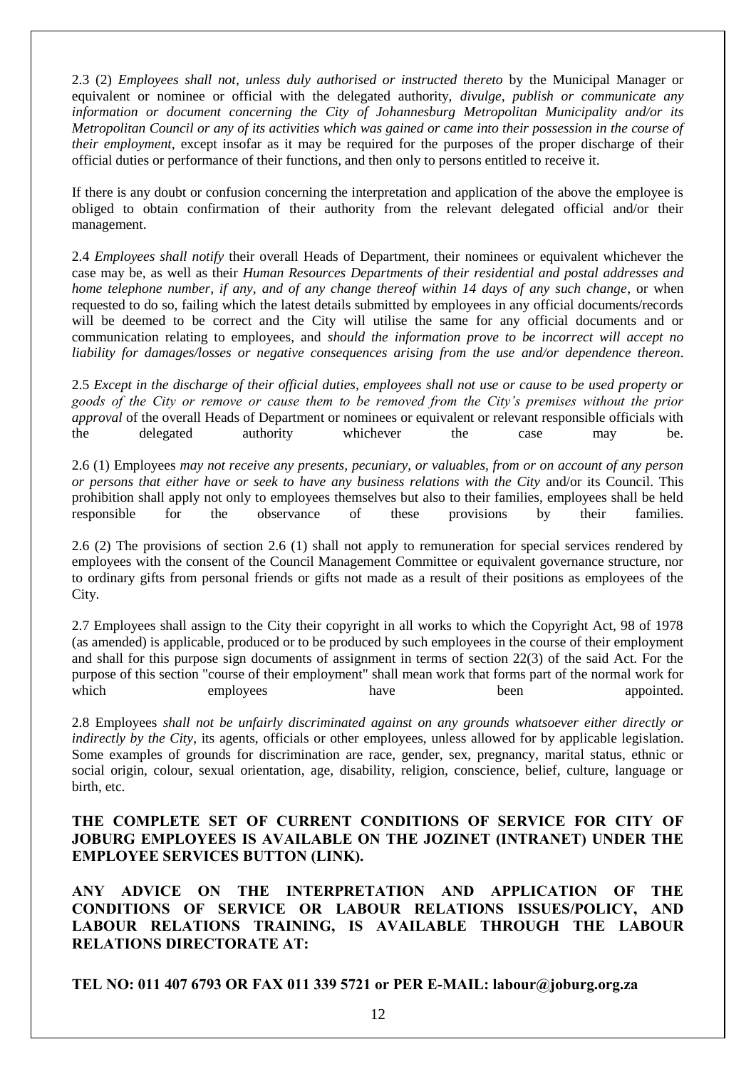2.3 (2) *Employees shall not, unless duly authorised or instructed thereto* by the Municipal Manager or equivalent or nominee or official with the delegated authority, *divulge, publish or communicate any information or document concerning the City of Johannesburg Metropolitan Municipality and/or its Metropolitan Council or any of its activities which was gained or came into their possession in the course of their employment*, except insofar as it may be required for the purposes of the proper discharge of their official duties or performance of their functions, and then only to persons entitled to receive it.

If there is any doubt or confusion concerning the interpretation and application of the above the employee is obliged to obtain confirmation of their authority from the relevant delegated official and/or their management.

2.4 *Employees shall notify* their overall Heads of Department, their nominees or equivalent whichever the case may be, as well as their *Human Resources Departments of their residential and postal addresses and home telephone number, if any, and of any change thereof within 14 days of any such change*, or when requested to do so, failing which the latest details submitted by employees in any official documents/records will be deemed to be correct and the City will utilise the same for any official documents and or communication relating to employees, and *should the information prove to be incorrect will accept no liability for damages/losses or negative consequences arising from the use and/or dependence thereon*.

2.5 *Except in the discharge of their official duties, employees shall not use or cause to be used property or goods of the City or remove or cause them to be removed from the City's premises without the prior approval* of the overall Heads of Department or nominees or equivalent or relevant responsible officials with the delegated authority whichever the case may be.

2.6 (1) Employees *may not receive any presents, pecuniary, or valuables, from or on account of any person or persons that either have or seek to have any business relations with the City* and/or its Council. This prohibition shall apply not only to employees themselves but also to their families, employees shall be held responsible for the observance of these provisions by their families.

2.6 (2) The provisions of section 2.6 (1) shall not apply to remuneration for special services rendered by employees with the consent of the Council Management Committee or equivalent governance structure, nor to ordinary gifts from personal friends or gifts not made as a result of their positions as employees of the City.

2.7 Employees shall assign to the City their copyright in all works to which the Copyright Act, 98 of 1978 (as amended) is applicable, produced or to be produced by such employees in the course of their employment and shall for this purpose sign documents of assignment in terms of section 22(3) of the said Act. For the purpose of this section "course of their employment" shall mean work that forms part of the normal work for which employees have been appointed.

2.8 Employees *shall not be unfairly discriminated against on any grounds whatsoever either directly or indirectly by the City*, its agents, officials or other employees, unless allowed for by applicable legislation. Some examples of grounds for discrimination are race, gender, sex, pregnancy, marital status, ethnic or social origin, colour, sexual orientation, age, disability, religion, conscience, belief, culture, language or birth, etc.

**THE COMPLETE SET OF CURRENT CONDITIONS OF SERVICE FOR CITY OF JOBURG EMPLOYEES IS AVAILABLE ON THE JOZINET (INTRANET) UNDER THE EMPLOYEE SERVICES BUTTON (LINK).**

**ANY ADVICE ON THE INTERPRETATION AND APPLICATION OF THE CONDITIONS OF SERVICE OR LABOUR RELATIONS ISSUES/POLICY, AND LABOUR RELATIONS TRAINING, IS AVAILABLE THROUGH THE LABOUR RELATIONS DIRECTORATE AT:**

**TEL NO: 011 407 6793 OR FAX 011 339 5721 or PER E-MAIL: labour@joburg.org.za**